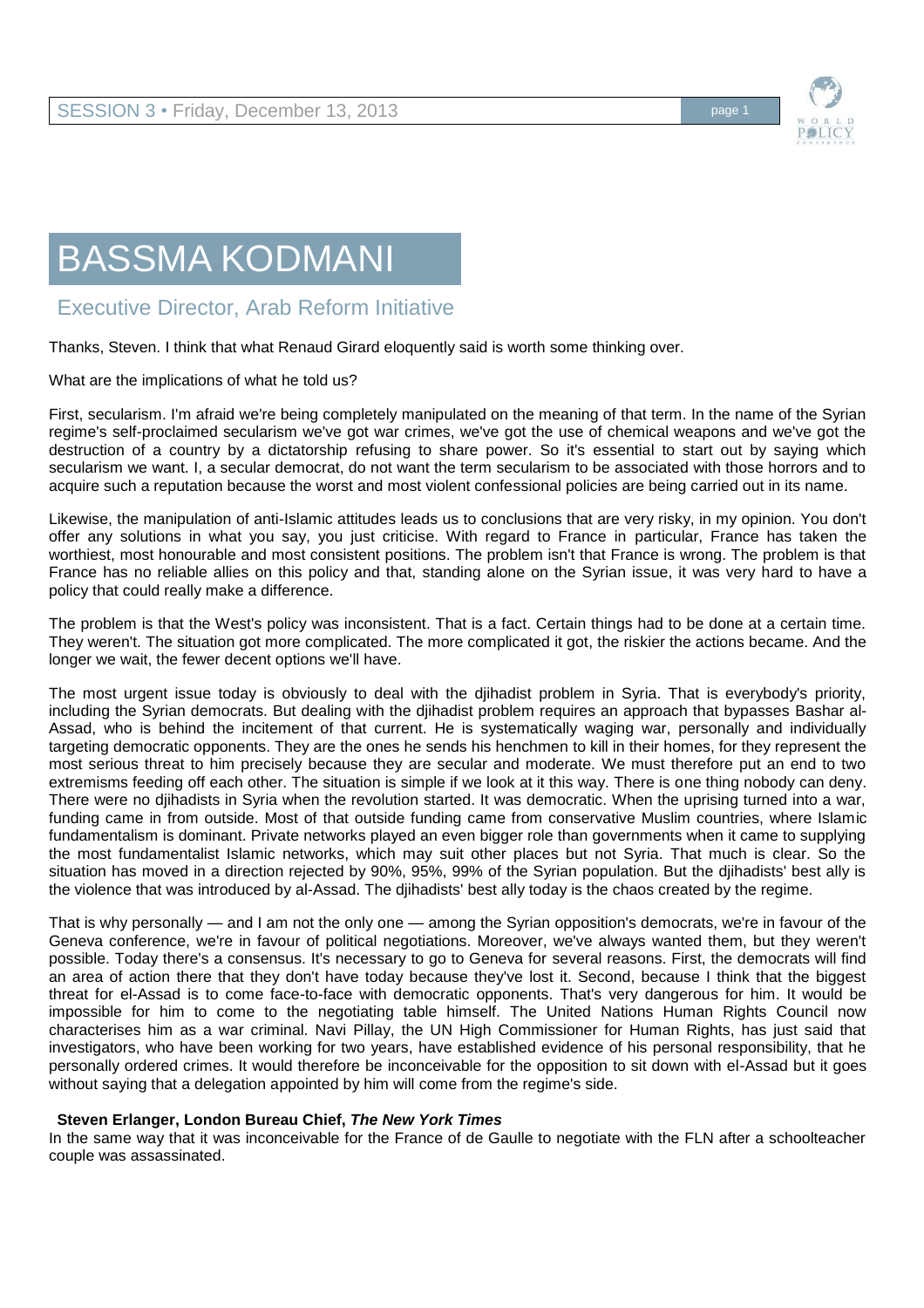# BASSMA KODMANI

## Executive Director, Arab Reform Initiative

Thanks, Steven. I think that what Renaud Girard eloquently said is worth some thinking over.

What are the implications of what he told us?

First, secularism. I'm afraid we're being completely manipulated on the meaning of that term. In the name of the Syrian regime's self-proclaimed secularism we've got war crimes, we've got the use of chemical weapons and we've got the destruction of a country by a dictatorship refusing to share power. So it's essential to start out by saying which secularism we want. I, a secular democrat, do not want the term secularism to be associated with those horrors and to acquire such a reputation because the worst and most violent confessional policies are being carried out in its name.

Likewise, the manipulation of anti-Islamic attitudes leads us to conclusions that are very risky, in my opinion. You don't offer any solutions in what you say, you just criticise. With regard to France in particular, France has taken the worthiest, most honourable and most consistent positions. The problem isn't that France is wrong. The problem is that France has no reliable allies on this policy and that, standing alone on the Syrian issue, it was very hard to have a policy that could really make a difference.

The problem is that the West's policy was inconsistent. That is a fact. Certain things had to be done at a certain time. They weren't. The situation got more complicated. The more complicated it got, the riskier the actions became. And the longer we wait, the fewer decent options we'll have.

The most urgent issue today is obviously to deal with the djihadist problem in Syria. That is everybody's priority, including the Syrian democrats. But dealing with the djihadist problem requires an approach that bypasses Bashar al-Assad, who is behind the incitement of that current. He is systematically waging war, personally and individually targeting democratic opponents. They are the ones he sends his henchmen to kill in their homes, for they represent the most serious threat to him precisely because they are secular and moderate. We must therefore put an end to two extremisms feeding off each other. The situation is simple if we look at it this way. There is one thing nobody can deny. There were no djihadists in Syria when the revolution started. It was democratic. When the uprising turned into a war, funding came in from outside. Most of that outside funding came from conservative Muslim countries, where Islamic fundamentalism is dominant. Private networks played an even bigger role than governments when it came to supplying the most fundamentalist Islamic networks, which may suit other places but not Syria. That much is clear. So the situation has moved in a direction rejected by 90%, 95%, 99% of the Syrian population. But the djihadists' best ally is the violence that was introduced by al-Assad. The djihadists' best ally today is the chaos created by the regime.

That is why personally — and I am not the only one — among the Syrian opposition's democrats, we're in favour of the Geneva conference, we're in favour of political negotiations. Moreover, we've always wanted them, but they weren't possible. Today there's a consensus. It's necessary to go to Geneva for several reasons. First, the democrats will find an area of action there that they don't have today because they've lost it. Second, because I think that the biggest threat for el-Assad is to come face-to-face with democratic opponents. That's very dangerous for him. It would be impossible for him to come to the negotiating table himself. The United Nations Human Rights Council now characterises him as a war criminal. Navi Pillay, the UN High Commissioner for Human Rights, has just said that investigators, who have been working for two years, have established evidence of his personal responsibility, that he personally ordered crimes. It would therefore be inconceivable for the opposition to sit down with el-Assad but it goes without saying that a delegation appointed by him will come from the regime's side.

**Steven Erlanger, London Bureau Chief, *The New York Times***

In the same way that it was inconceivable for the France of de Gaulle to negotiate with the FLN after a schoolteacher couple was assassinated.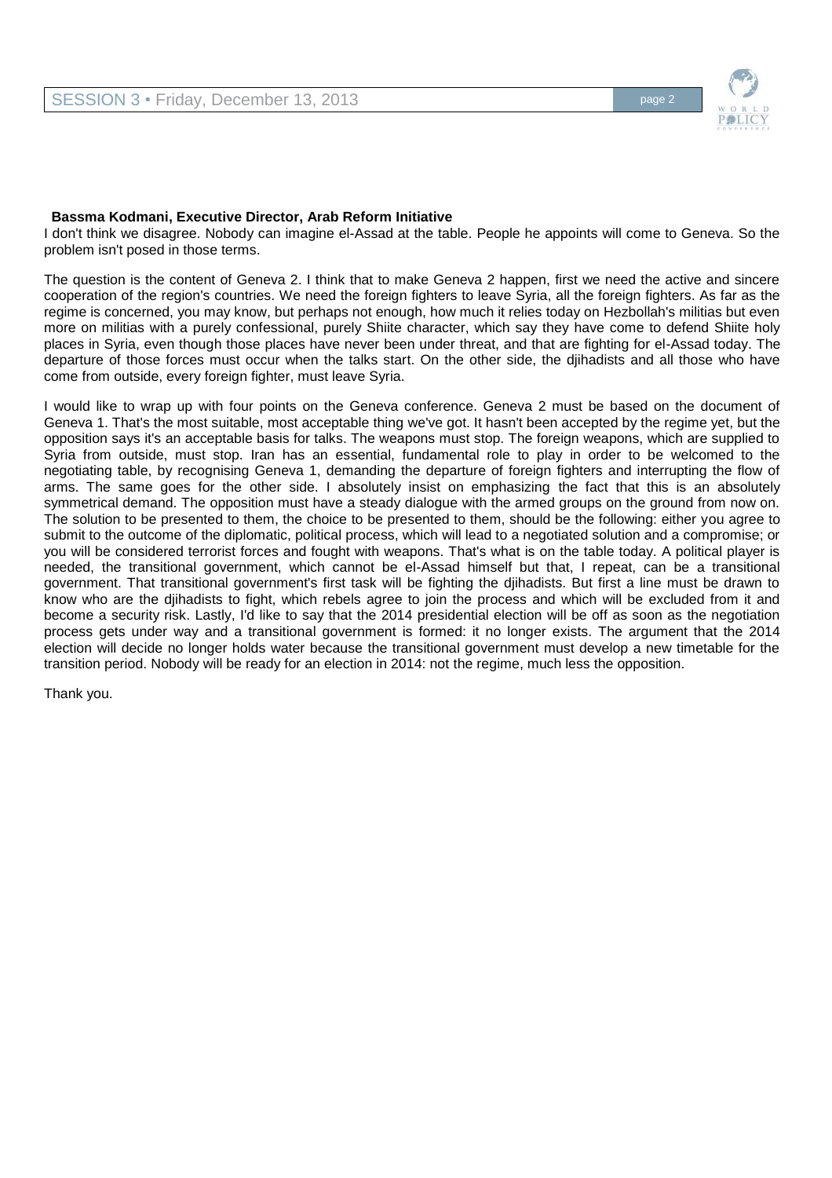**Bassma Kodmani, Executive Director, Arab Reform Initiative**

I don't think we disagree. Nobody can imagine el-Assad at the table. People he appoints will come to Geneva. So the problem isn't posed in those terms.

The question is the content of Geneva 2. I think that to make Geneva 2 happen, first we need the active and sincere cooperation of the region's countries. We need the foreign fighters to leave Syria, all the foreign fighters. As far as the regime is concerned, you may know, but perhaps not enough, how much it relies today on Hezbollah's militias but even more on militias with a purely confessional, purely Shiite character, which say they have come to defend Shiite holy places in Syria, even though those places have never been under threat, and that are fighting for el-Assad today. The departure of those forces must occur when the talks start. On the other side, the djihadists and all those who have come from outside, every foreign fighter, must leave Syria.

I would like to wrap up with four points on the Geneva conference. Geneva 2 must be based on the document of Geneva 1. That's the most suitable, most acceptable thing we've got. It hasn't been accepted by the regime yet, but the opposition says it's an acceptable basis for talks. The weapons must stop. The foreign weapons, which are supplied to Syria from outside, must stop. Iran has an essential, fundamental role to play in order to be welcomed to the negotiating table, by recognising Geneva 1, demanding the departure of foreign fighters and interrupting the flow of arms. The same goes for the other side. I absolutely insist on emphasizing the fact that this is an absolutely symmetrical demand. The opposition must have a steady dialogue with the armed groups on the ground from now on. The solution to be presented to them, the choice to be presented to them, should be the following: either you agree to submit to the outcome of the diplomatic, political process, which will lead to a negotiated solution and a compromise; or you will be considered terrorist forces and fought with weapons. That's what is on the table today. A political player is needed, the transitional government, which cannot be el-Assad himself but that, I repeat, can be a transitional government. That transitional government's first task will be fighting the djihadists. But first a line must be drawn to know who are the djihadists to fight, which rebels agree to join the process and which will be excluded from it and become a security risk. Lastly, I'd like to say that the 2014 presidential election will be off as soon as the negotiation process gets under way and a transitional government is formed: it no longer exists. The argument that the 2014 election will decide no longer holds water because the transitional government must develop a new timetable for the transition period. Nobody will be ready for an election in 2014: not the regime, much less the opposition.

Thank you.